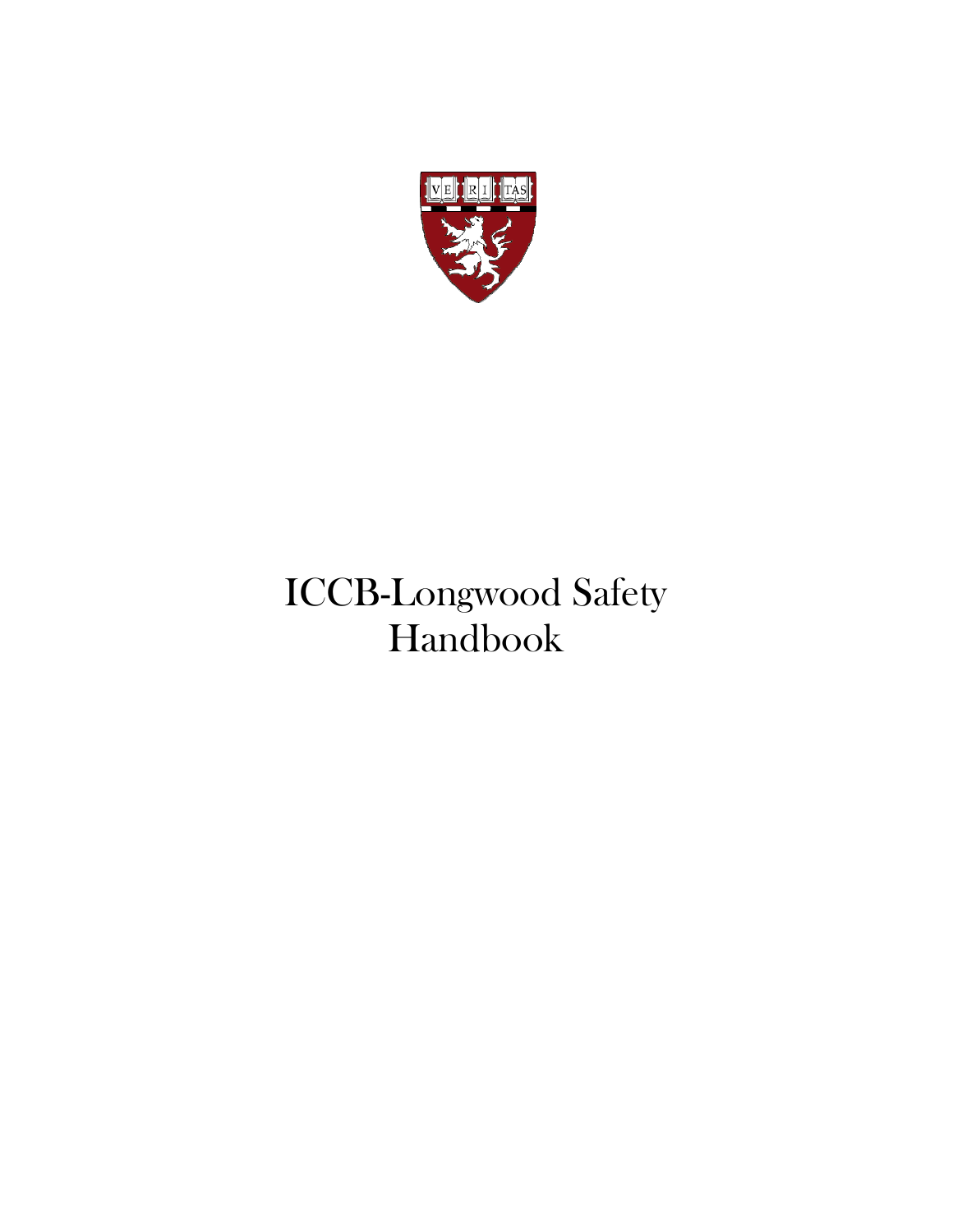# ICCB-Longwood Safety Handbook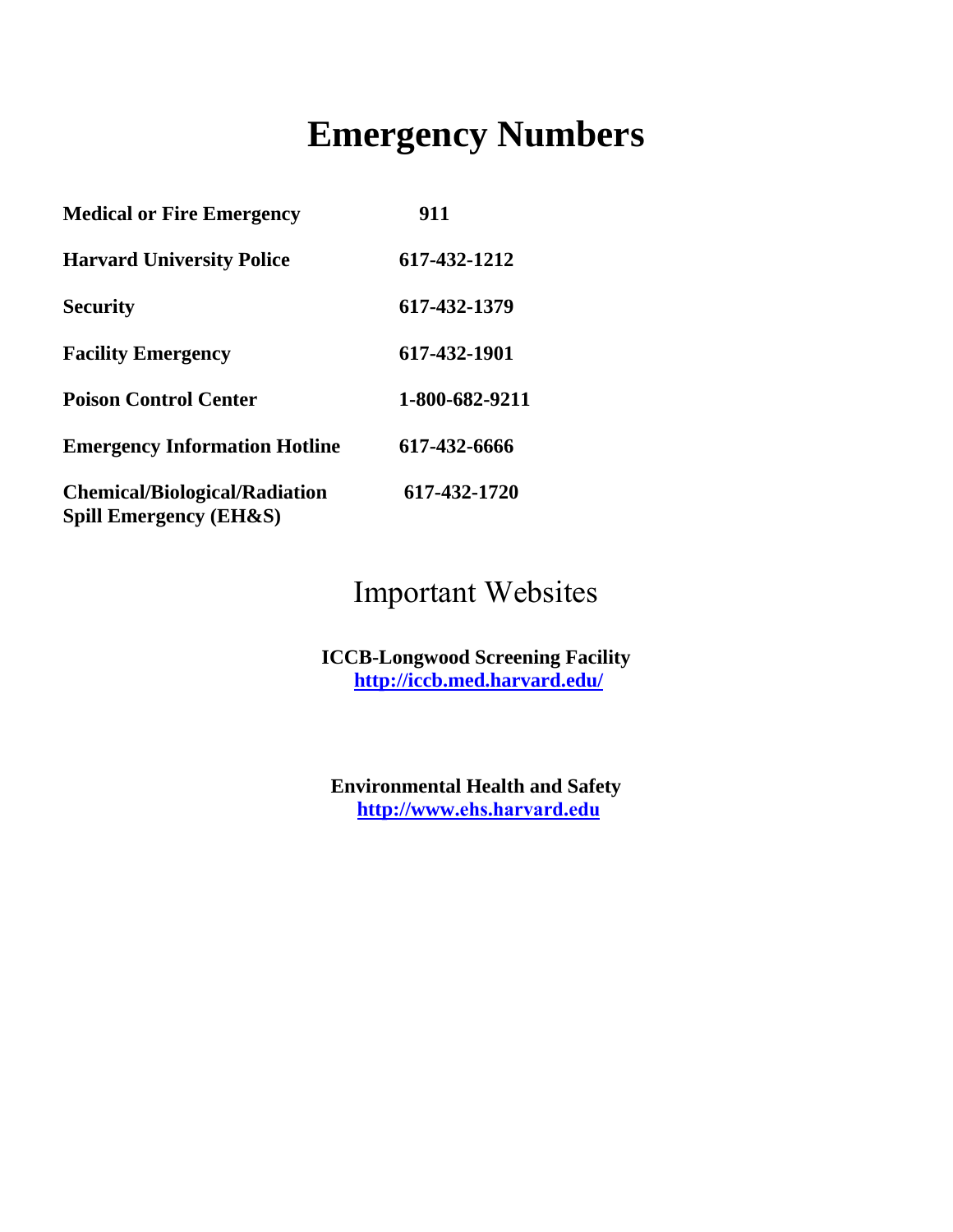# Emergency Numbers

| | |
|---|---|
| **Medical or Fire Emergency** | **911** |
| **Harvard University Police** | **617-432-1212** |
| **Security** | **617-432-1379** |
| **Facility Emergency** | **617-432-1901** |
| **Poison Control Center** | **1-800-682-9211** |
| **Emergency Information Hotline** | **617-432-6666** |
| **Chemical/Biological/Radiation Spill Emergency (EH&S)** | **617-432-1720** |

## Important Websites

**ICCB-Longwood Screening Facility**
**http://iccb.med.harvard.edu/**

**Environmental Health and Safety**
**http://www.ehs.harvard.edu**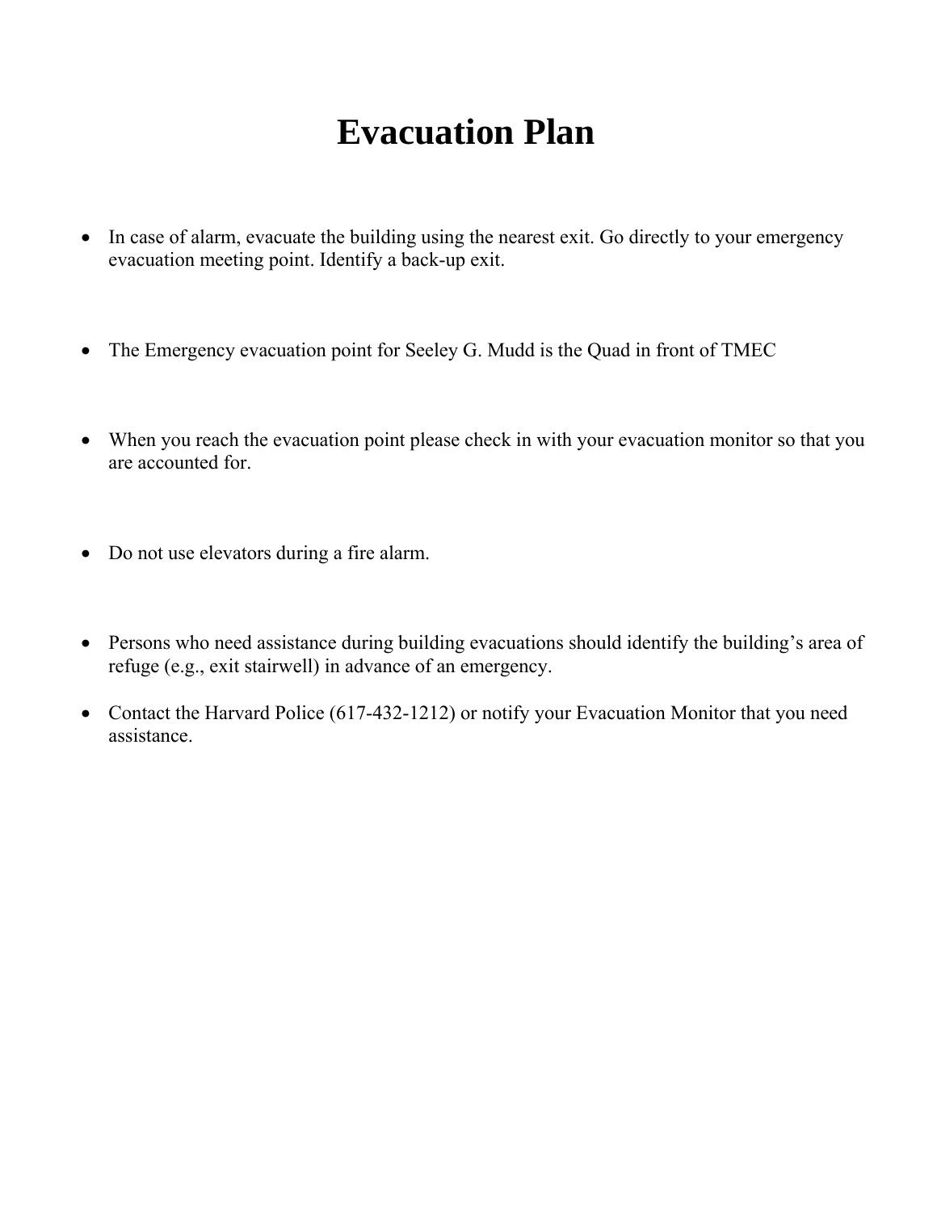# Evacuation Plan

- In case of alarm, evacuate the building using the nearest exit. Go directly to your emergency evacuation meeting point. Identify a back-up exit.

- The Emergency evacuation point for Seeley G. Mudd is the Quad in front of TMEC

- When you reach the evacuation point please check in with your evacuation monitor so that you are accounted for.

- Do not use elevators during a fire alarm.

- Persons who need assistance during building evacuations should identify the building's area of refuge (e.g., exit stairwell) in advance of an emergency.

- Contact the Harvard Police (617-432-1212) or notify your Evacuation Monitor that you need assistance.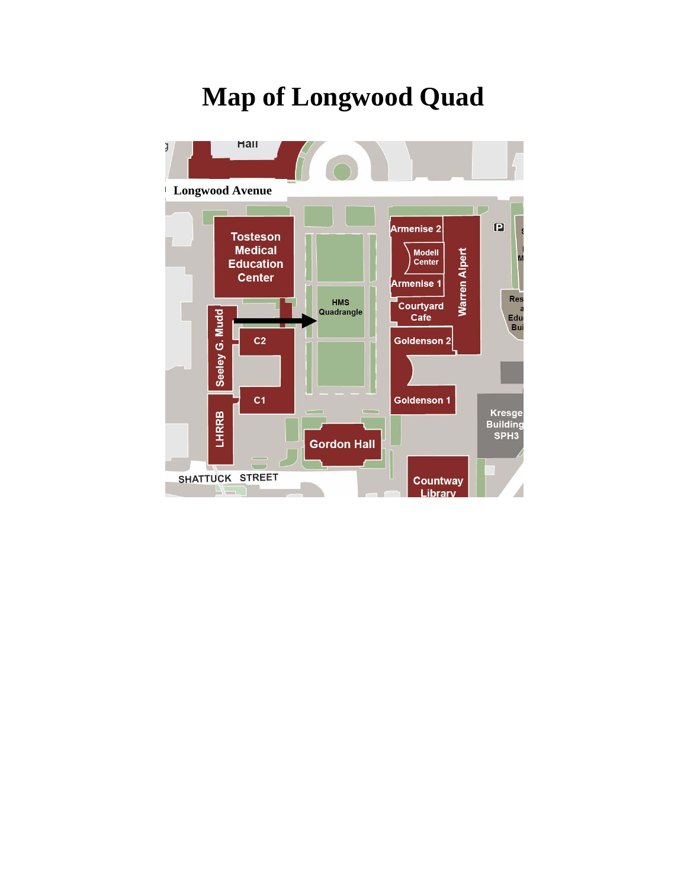# Map of Longwood Quad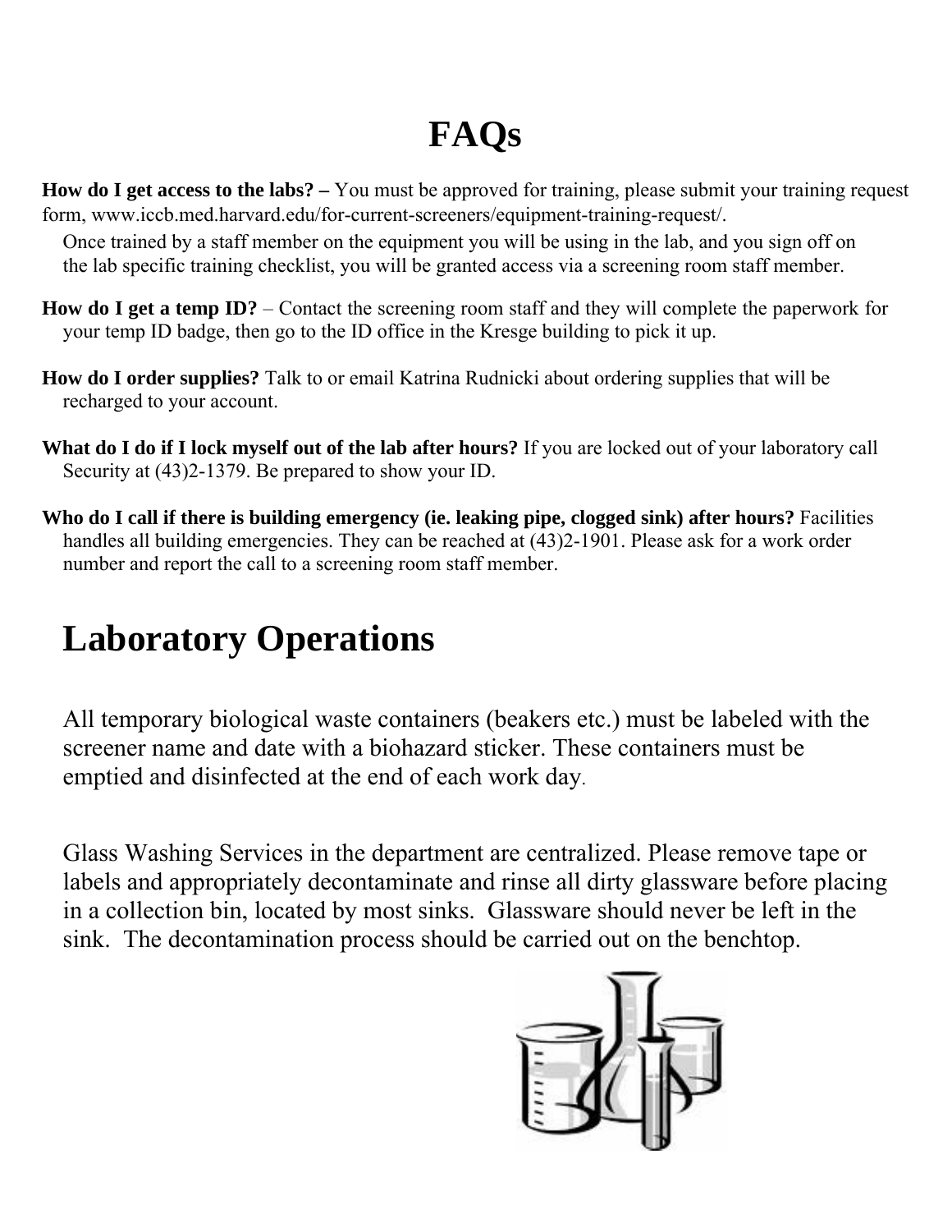# FAQs

**How do I get access to the labs? –** You must be approved for training, please submit your training request form, www.iccb.med.harvard.edu/for-current-screeners/equipment-training-request/.

Once trained by a staff member on the equipment you will be using in the lab, and you sign off on the lab specific training checklist, you will be granted access via a screening room staff member.

**How do I get a temp ID?** – Contact the screening room staff and they will complete the paperwork for your temp ID badge, then go to the ID office in the Kresge building to pick it up.

**How do I order supplies?** Talk to or email Katrina Rudnicki about ordering supplies that will be recharged to your account.

**What do I do if I lock myself out of the lab after hours?** If you are locked out of your laboratory call Security at (43)2-1379. Be prepared to show your ID.

**Who do I call if there is building emergency (ie. leaking pipe, clogged sink) after hours?** Facilities handles all building emergencies. They can be reached at (43)2-1901. Please ask for a work order number and report the call to a screening room staff member.

# Laboratory Operations

All temporary biological waste containers (beakers etc.) must be labeled with the screener name and date with a biohazard sticker. These containers must be emptied and disinfected at the end of each work day.

Glass Washing Services in the department are centralized. Please remove tape or labels and appropriately decontaminate and rinse all dirty glassware before placing in a collection bin, located by most sinks. Glassware should never be left in the sink. The decontamination process should be carried out on the benchtop.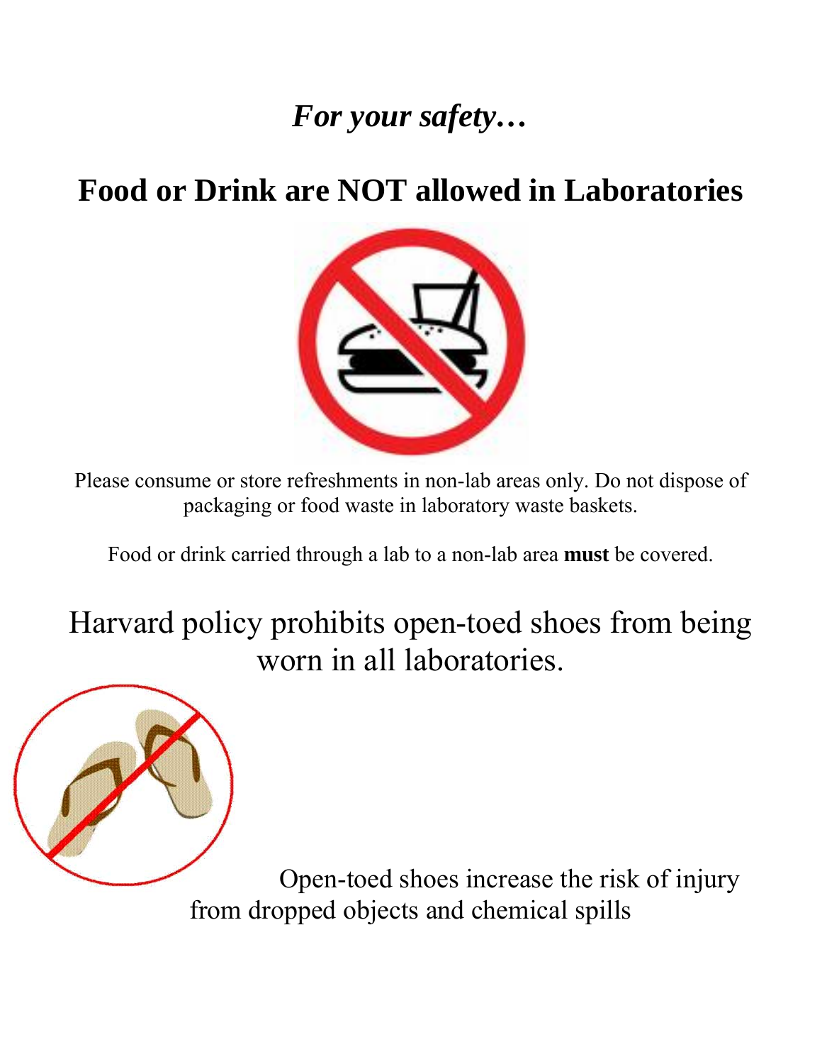*For your safety…*

# Food or Drink are NOT allowed in Laboratories

Please consume or store refreshments in non-lab areas only. Do not dispose of packaging or food waste in laboratory waste baskets.

Food or drink carried through a lab to a non-lab area **must** be covered.

## Harvard policy prohibits open-toed shoes from being worn in all laboratories.

Open-toed shoes increase the risk of injury from dropped objects and chemical spills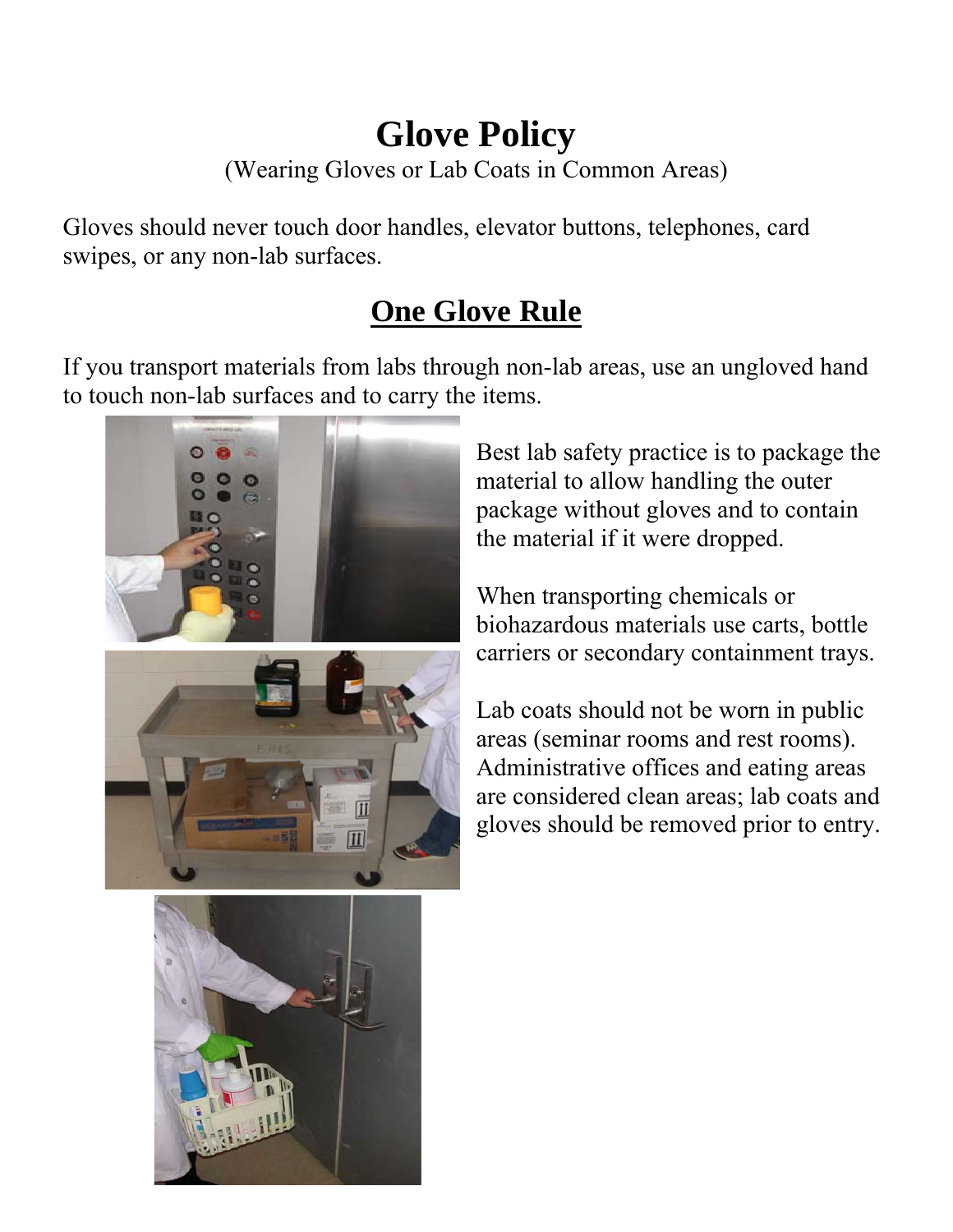# Glove Policy

(Wearing Gloves or Lab Coats in Common Areas)

Gloves should never touch door handles, elevator buttons, telephones, card swipes, or any non-lab surfaces.

## One Glove Rule

If you transport materials from labs through non-lab areas, use an ungloved hand to touch non-lab surfaces and to carry the items.

Best lab safety practice is to package the material to allow handling the outer package without gloves and to contain the material if it were dropped.

When transporting chemicals or biohazardous materials use carts, bottle carriers or secondary containment trays.

Lab coats should not be worn in public areas (seminar rooms and rest rooms). Administrative offices and eating areas are considered clean areas; lab coats and gloves should be removed prior to entry.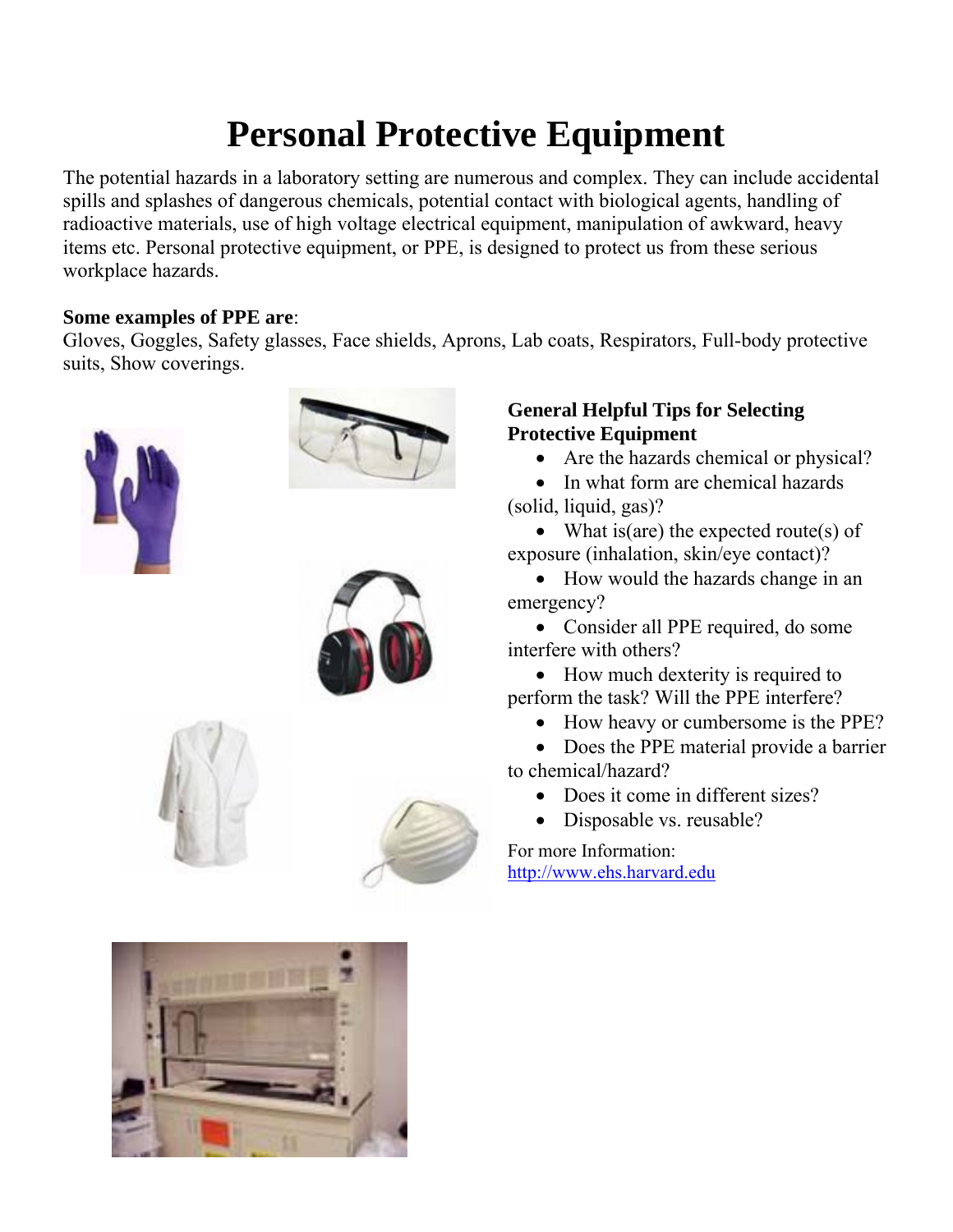# Personal Protective Equipment

The potential hazards in a laboratory setting are numerous and complex. They can include accidental spills and splashes of dangerous chemicals, potential contact with biological agents, handling of radioactive materials, use of high voltage electrical equipment, manipulation of awkward, heavy items etc. Personal protective equipment, or PPE, is designed to protect us from these serious workplace hazards.

**Some examples of PPE are**:
Gloves, Goggles, Safety glasses, Face shields, Aprons, Lab coats, Respirators, Full-body protective suits, Show coverings.

**General Helpful Tips for Selecting Protective Equipment**

- Are the hazards chemical or physical?
- In what form are chemical hazards (solid, liquid, gas)?
- What is(are) the expected route(s) of exposure (inhalation, skin/eye contact)?
- How would the hazards change in an emergency?
- Consider all PPE required, do some interfere with others?
- How much dexterity is required to perform the task? Will the PPE interfere?
- How heavy or cumbersome is the PPE?
- Does the PPE material provide a barrier to chemical/hazard?
- Does it come in different sizes?
- Disposable vs. reusable?

For more Information:
http://www.ehs.harvard.edu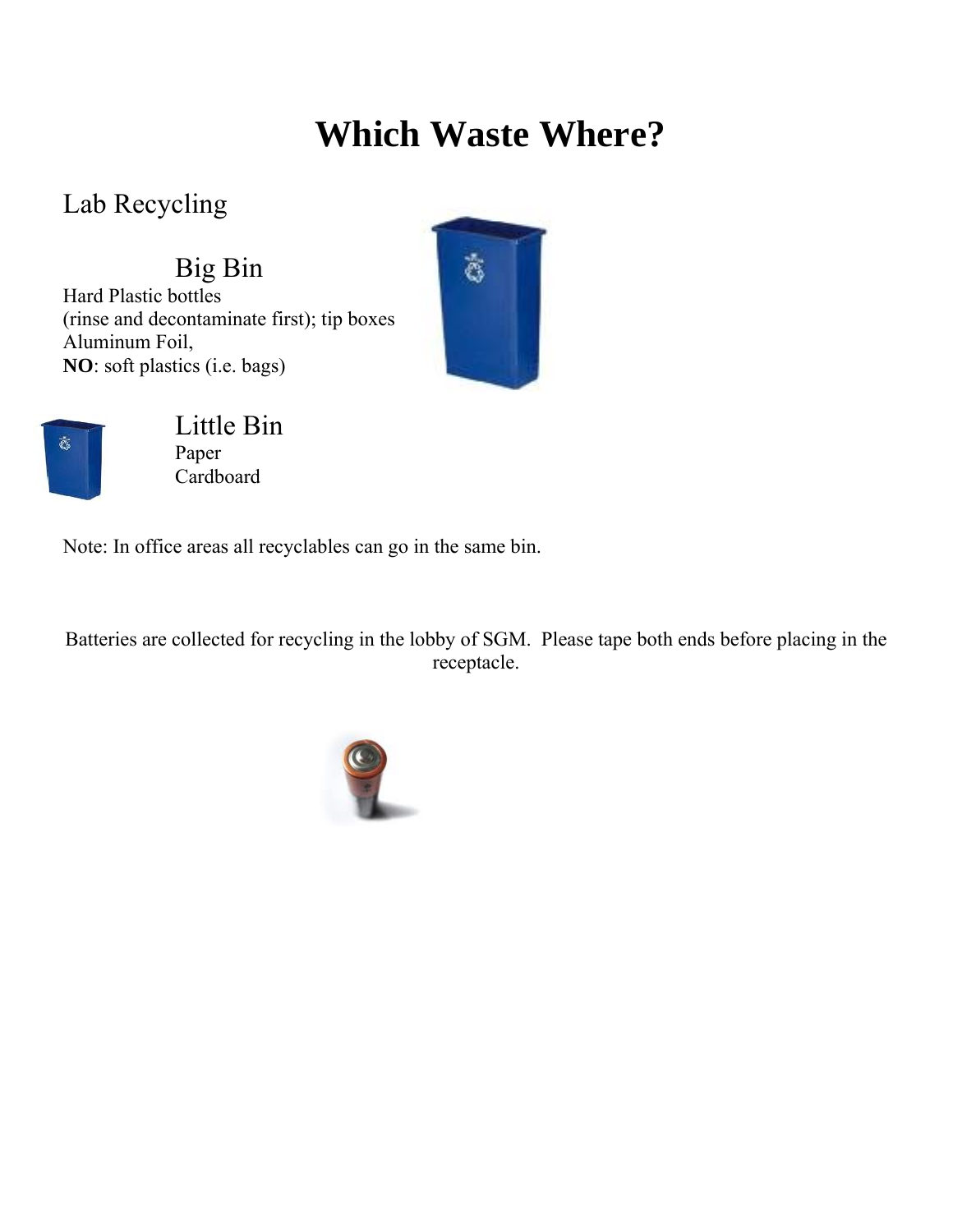# Which Waste Where?

## Lab Recycling

### Big Bin

Hard Plastic bottles
(rinse and decontaminate first); tip boxes
Aluminum Foil,
**NO**: soft plastics (i.e. bags)

### Little Bin

Paper
Cardboard

Note: In office areas all recyclables can go in the same bin.

Batteries are collected for recycling in the lobby of SGM. Please tape both ends before placing in the receptacle.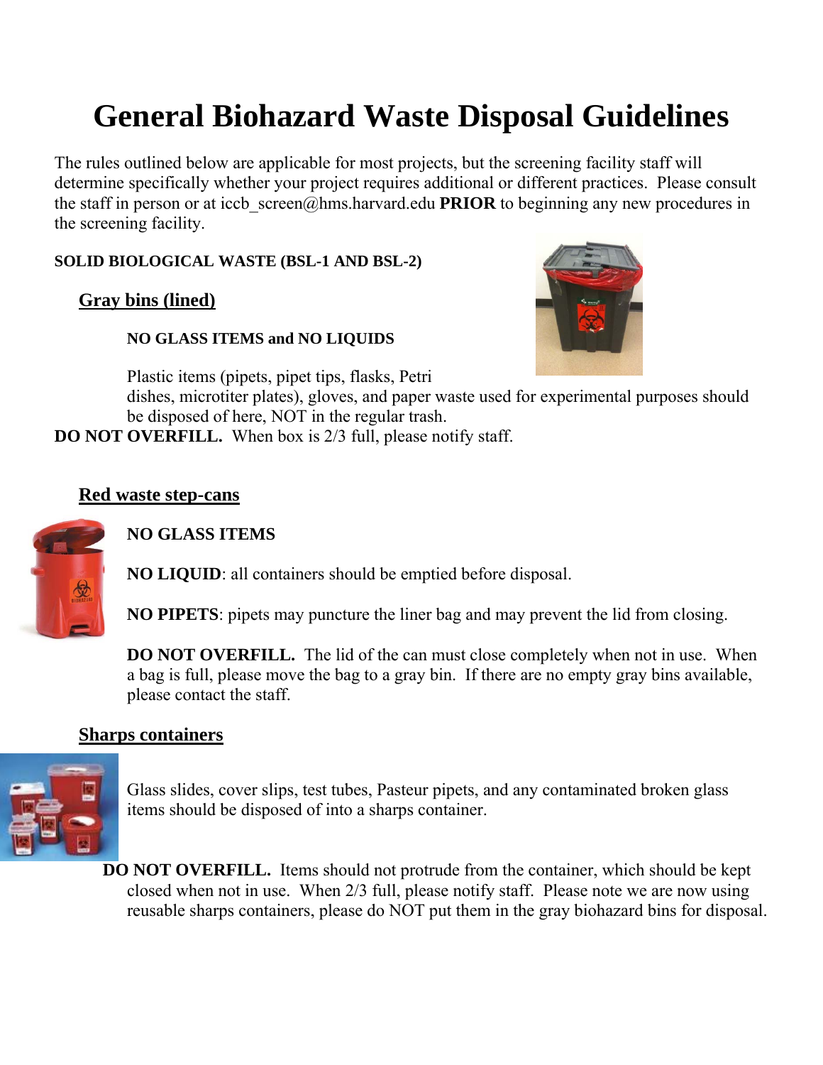# General Biohazard Waste Disposal Guidelines

The rules outlined below are applicable for most projects, but the screening facility staff will determine specifically whether your project requires additional or different practices. Please consult the staff in person or at iccb_screen@hms.harvard.edu **PRIOR** to beginning any new procedures in the screening facility.

**SOLID BIOLOGICAL WASTE (BSL-1 AND BSL-2)**

## Gray bins (lined)

**NO GLASS ITEMS and NO LIQUIDS**

Plastic items (pipets, pipet tips, flasks, Petri dishes, microtiter plates), gloves, and paper waste used for experimental purposes should be disposed of here, NOT in the regular trash.

**DO NOT OVERFILL.** When box is 2/3 full, please notify staff.

## Red waste step-cans

**NO GLASS ITEMS**

**NO LIQUID**: all containers should be emptied before disposal.

**NO PIPETS**: pipets may puncture the liner bag and may prevent the lid from closing.

**DO NOT OVERFILL.** The lid of the can must close completely when not in use. When a bag is full, please move the bag to a gray bin. If there are no empty gray bins available, please contact the staff.

## Sharps containers

Glass slides, cover slips, test tubes, Pasteur pipets, and any contaminated broken glass items should be disposed of into a sharps container.

**DO NOT OVERFILL.** Items should not protrude from the container, which should be kept closed when not in use. When 2/3 full, please notify staff. Please note we are now using reusable sharps containers, please do NOT put them in the gray biohazard bins for disposal.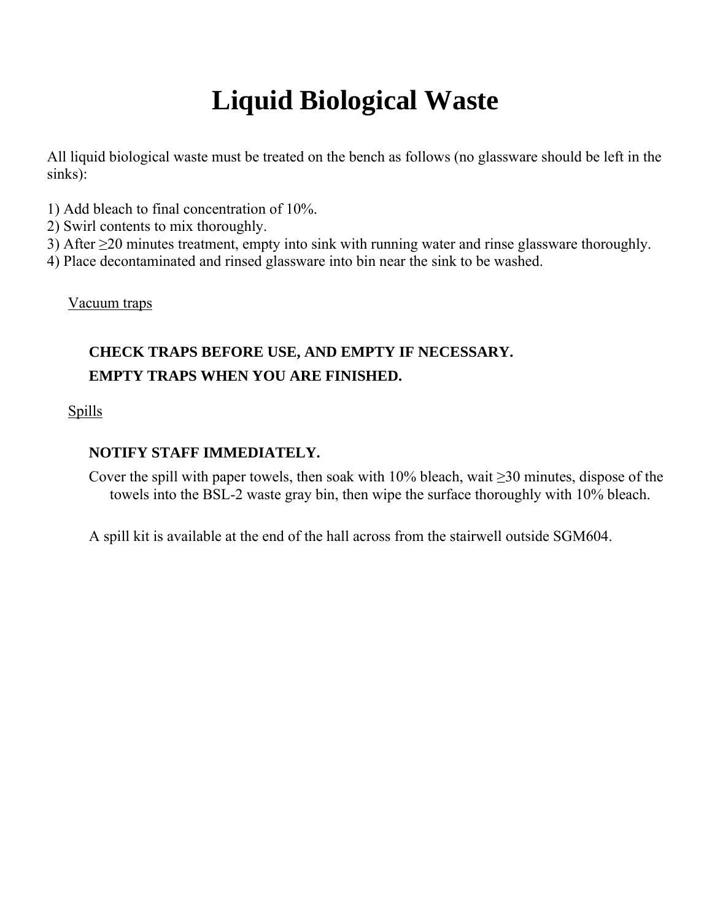# Liquid Biological Waste

All liquid biological waste must be treated on the bench as follows (no glassware should be left in the sinks):

1) Add bleach to final concentration of 10%.
2) Swirl contents to mix thoroughly.
3) After ≥20 minutes treatment, empty into sink with running water and rinse glassware thoroughly.
4) Place decontaminated and rinsed glassware into bin near the sink to be washed.

<u>Vacuum traps</u>

**CHECK TRAPS BEFORE USE, AND EMPTY IF NECESSARY.**

**EMPTY TRAPS WHEN YOU ARE FINISHED.**

<u>Spills</u>

**NOTIFY STAFF IMMEDIATELY.**

Cover the spill with paper towels, then soak with 10% bleach, wait ≥30 minutes, dispose of the towels into the BSL-2 waste gray bin, then wipe the surface thoroughly with 10% bleach.

A spill kit is available at the end of the hall across from the stairwell outside SGM604.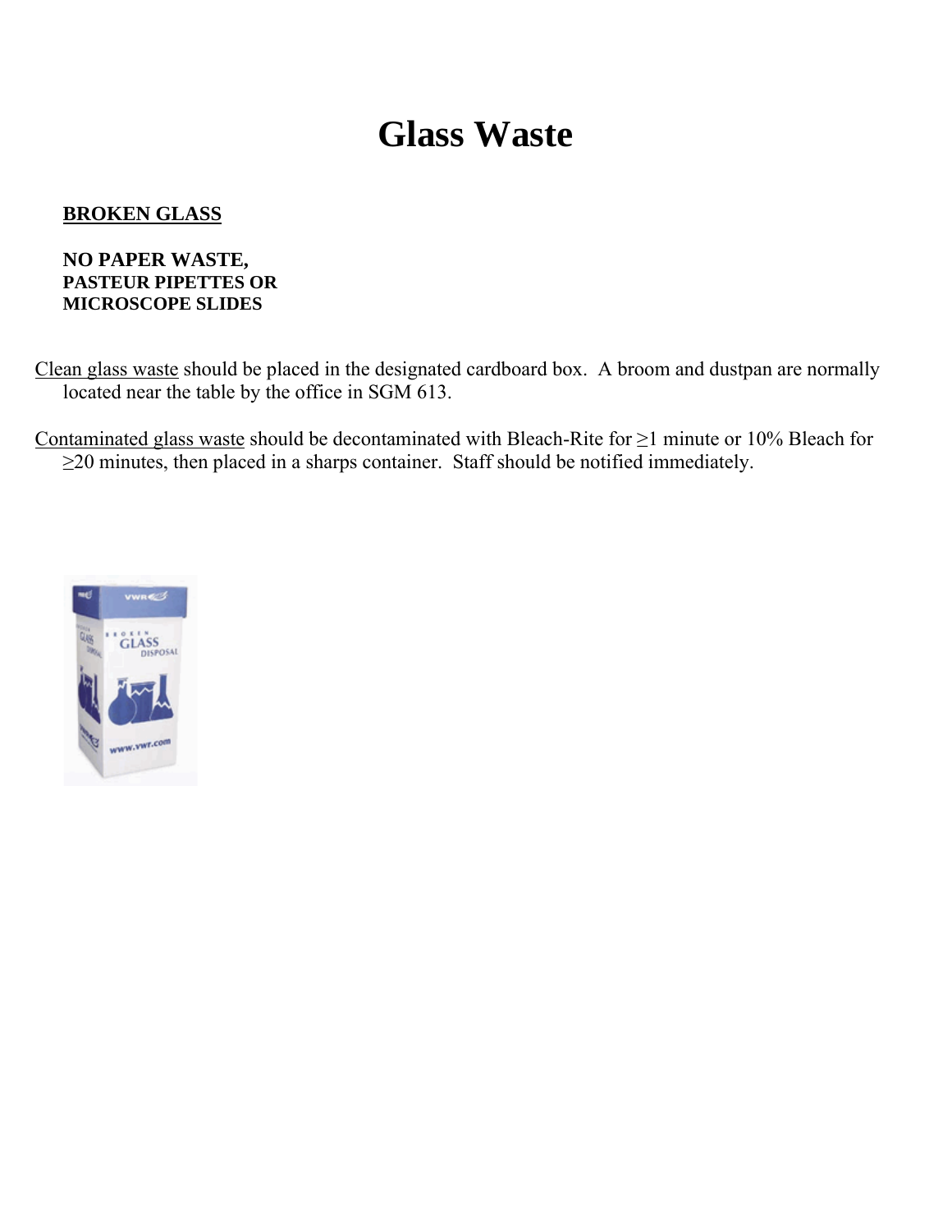# Glass Waste

**BROKEN GLASS**

**NO PAPER WASTE,**
**PASTEUR PIPETTES OR**
**MICROSCOPE SLIDES**

Clean glass waste should be placed in the designated cardboard box. A broom and dustpan are normally located near the table by the office in SGM 613.

Contaminated glass waste should be decontaminated with Bleach-Rite for ≥1 minute or 10% Bleach for ≥20 minutes, then placed in a sharps container. Staff should be notified immediately.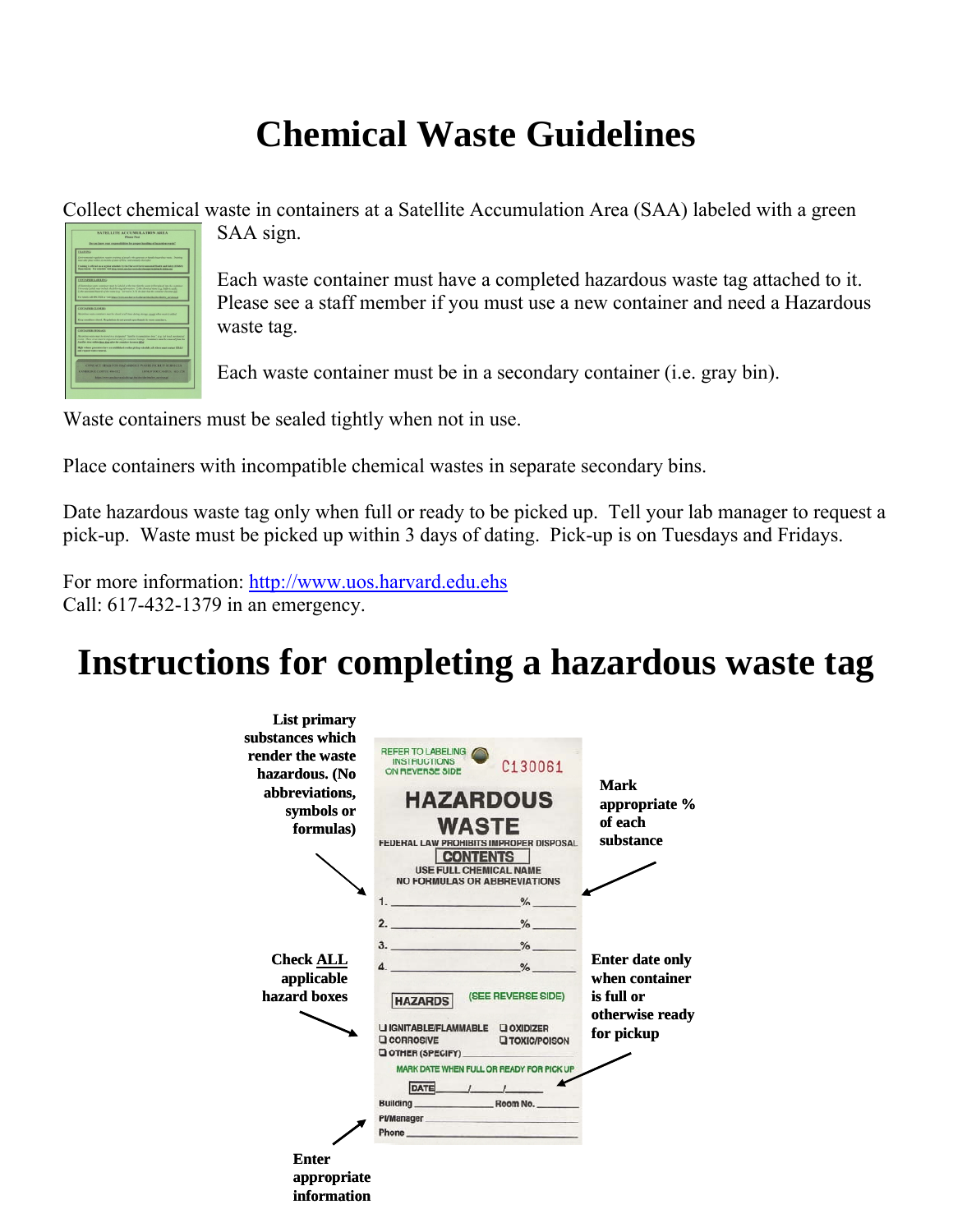# Chemical Waste Guidelines

Collect chemical waste in containers at a Satellite Accumulation Area (SAA) labeled with a green SAA sign.

Each waste container must have a completed hazardous waste tag attached to it. Please see a staff member if you must use a new container and need a Hazardous waste tag.

Each waste container must be in a secondary container (i.e. gray bin).

Waste containers must be sealed tightly when not in use.

Place containers with incompatible chemical wastes in separate secondary bins.

Date hazardous waste tag only when full or ready to be picked up. Tell your lab manager to request a pick-up. Waste must be picked up within 3 days of dating. Pick-up is on Tuesdays and Fridays.

For more information: http://www.uos.harvard.edu.ehs
Call: 617-432-1379 in an emergency.

# Instructions for completing a hazardous waste tag

**List primary substances which render the waste hazardous. (No abbreviations, symbols or formulas)**

**Mark appropriate % of each substance**

**Check ALL applicable hazard boxes**

**Enter date only when container is full or otherwise ready for pickup**

**Enter appropriate information**

REFER TO LABELING INSTRUCTIONS ON REVERSE SIDE C130061

HAZARDOUS WASTE

FEDERAL LAW PROHIBITS IMPROPER DISPOSAL

CONTENTS

USE FULL CHEMICAL NAME
NO FORMULAS OR ABBREVIATIONS

1. ____________________ % ______
2. ____________________ % ______
3. ____________________ % ______
4. ____________________ % ______

HAZARDS (SEE REVERSE SIDE)

- ❑ IGNITABLE/FLAMMABLE ❑ OXIDIZER
- ❑ CORROSIVE ❑ TOXIC/POISON
- ❑ OTHER (SPECIFY) ______

MARK DATE WHEN FULL OR READY FOR PICK UP

DATE ____/____/____

Building ______________ Room No. ______

PI/Manager ______________

Phone ______________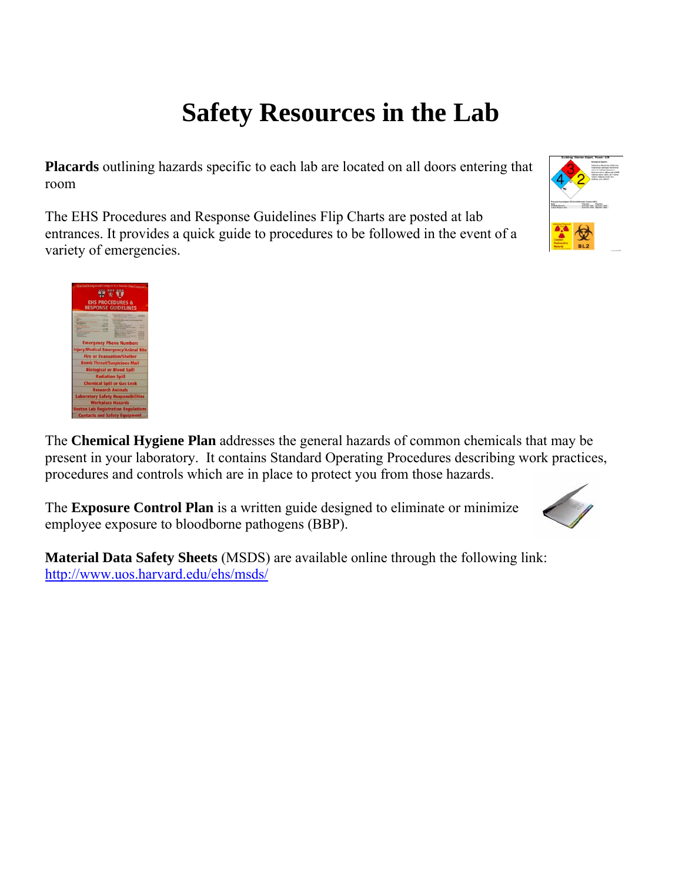# Safety Resources in the Lab

**Placards** outlining hazards specific to each lab are located on all doors entering that room

The EHS Procedures and Response Guidelines Flip Charts are posted at lab entrances. It provides a quick guide to procedures to be followed in the event of a variety of emergencies.

The **Chemical Hygiene Plan** addresses the general hazards of common chemicals that may be present in your laboratory. It contains Standard Operating Procedures describing work practices, procedures and controls which are in place to protect you from those hazards.

The **Exposure Control Plan** is a written guide designed to eliminate or minimize employee exposure to bloodborne pathogens (BBP).

**Material Data Safety Sheets** (MSDS) are available online through the following link: http://www.uos.harvard.edu/ehs/msds/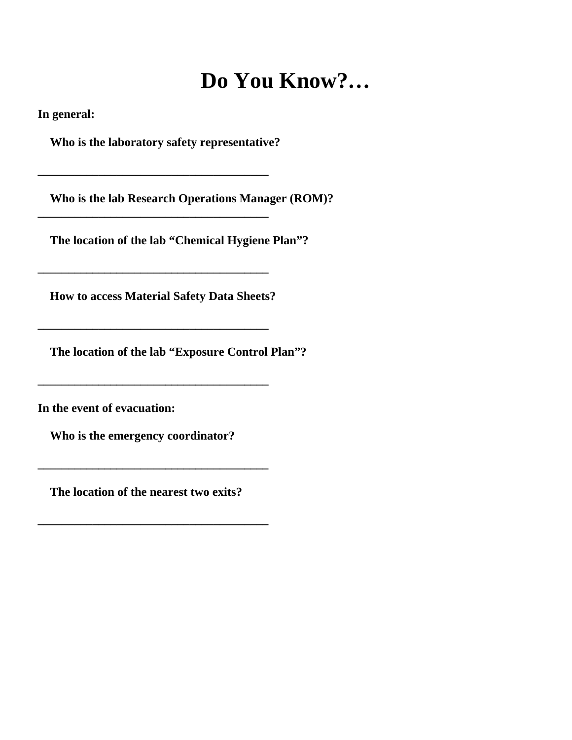# Do You Know?…

**In general:**

**Who is the laboratory safety representative?**

**_______________________________________**

**Who is the lab Research Operations Manager (ROM)?**

**_______________________________________**

**The location of the lab "Chemical Hygiene Plan"?**

**_______________________________________**

**How to access Material Safety Data Sheets?**

**_______________________________________**

**The location of the lab "Exposure Control Plan"?**

**_______________________________________**

**In the event of evacuation:**

**Who is the emergency coordinator?**

**_______________________________________**

**The location of the nearest two exits?**

**_______________________________________**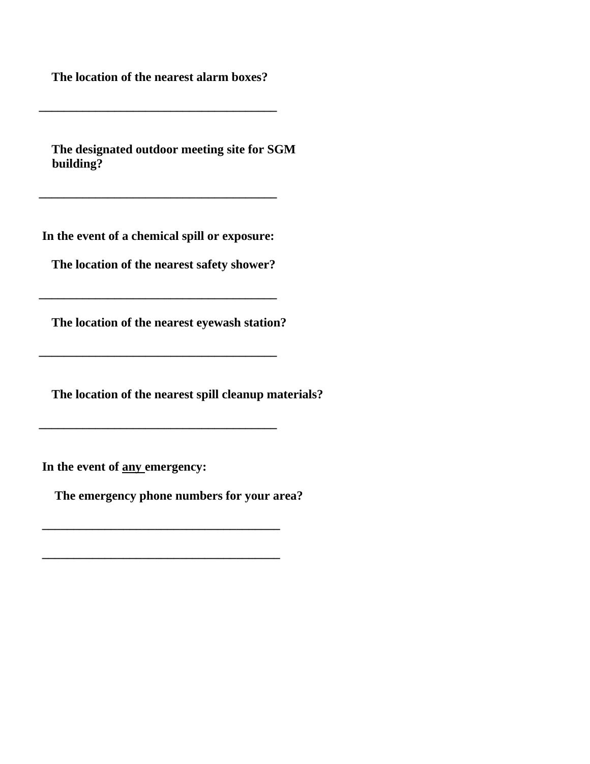**The location of the nearest alarm boxes?**

_______________________________________

**The designated outdoor meeting site for SGM building?**

_______________________________________

**In the event of a chemical spill or exposure:**

**The location of the nearest safety shower?**

_______________________________________

**The location of the nearest eyewash station?**

_______________________________________

**The location of the nearest spill cleanup materials?**

_______________________________________

**In the event of <u>any</u> emergency:**

**The emergency phone numbers for your area?**

_______________________________________

_______________________________________